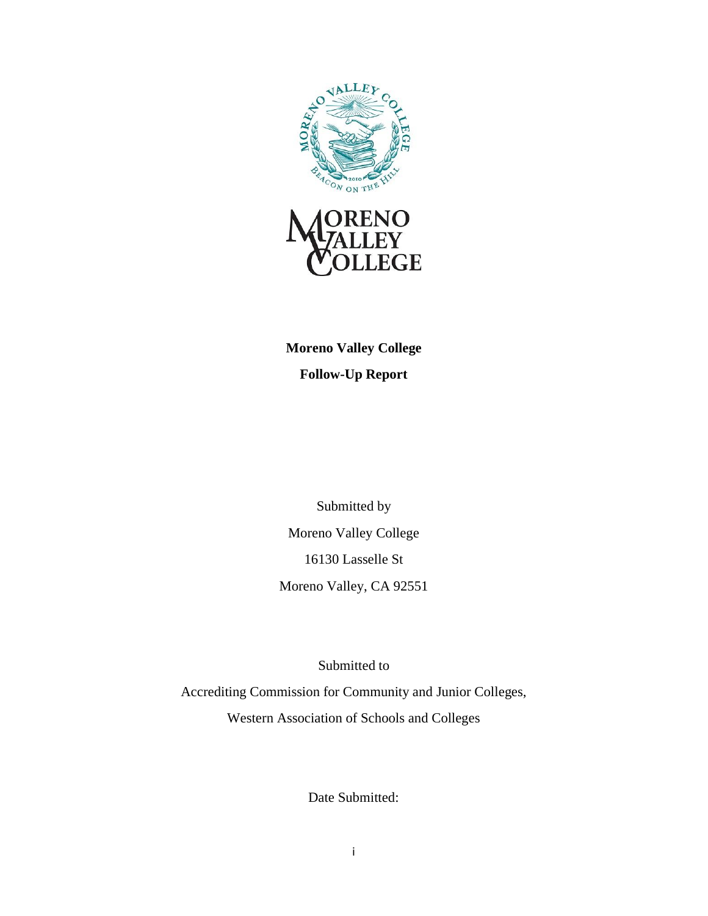**Moreno Valley College**

**Follow-Up Report**

Submitted by

Moreno Valley College

16130 Lasselle St

Moreno Valley, CA 92551

Submitted to

Accrediting Commission for Community and Junior Colleges,

Western Association of Schools and Colleges

Date Submitted: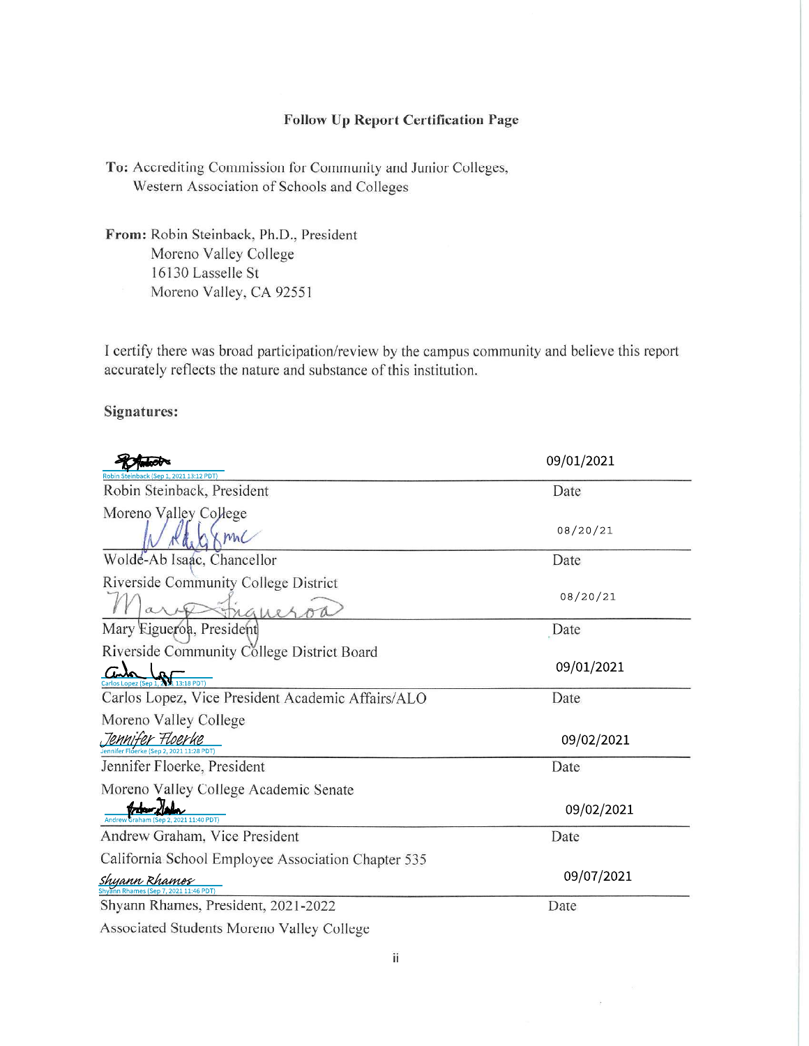## Follow Up Report Certification Page

**To:** Accrediting Commission for Community and Junior Colleges, Western Association of Schools and Colleges

**From:** Robin Steinback, Ph.D., President
Moreno Valley College
16130 Lasselle St
Moreno Valley, CA 92551

I certify there was broad participation/review by the campus community and believe this report accurately reflects the nature and substance of this institution.

**Signatures:**

| Signature | Date |
|---|---|
| Robin Steinback (Sep 1, 2021 13:12 PDT)<br>Robin Steinback, President<br>Moreno Valley College | 09/01/2021 |
| Wolde-Ab Isaac, Chancellor<br>Riverside Community College District | 08/20/21 |
| Mary Figueroa, President<br>Riverside Community College District Board | 08/20/21 |
| Carlos Lopez (Sep 1, 2021 13:18 PDT)<br>Carlos Lopez, Vice President Academic Affairs/ALO<br>Moreno Valley College | 09/01/2021 |
| Jennifer Floerke (Sep 2, 2021 11:28 PDT)<br>Jennifer Floerke, President<br>Moreno Valley College Academic Senate | 09/02/2021 |
| Andrew Graham (Sep 2, 2021 11:40 PDT)<br>Andrew Graham, Vice President<br>California School Employee Association Chapter 535 | 09/02/2021 |
| Shyann Rhames (Sep 7, 2021 11:46 PDT)<br>Shyann Rhames, President, 2021-2022<br>Associated Students Moreno Valley College | 09/07/2021 |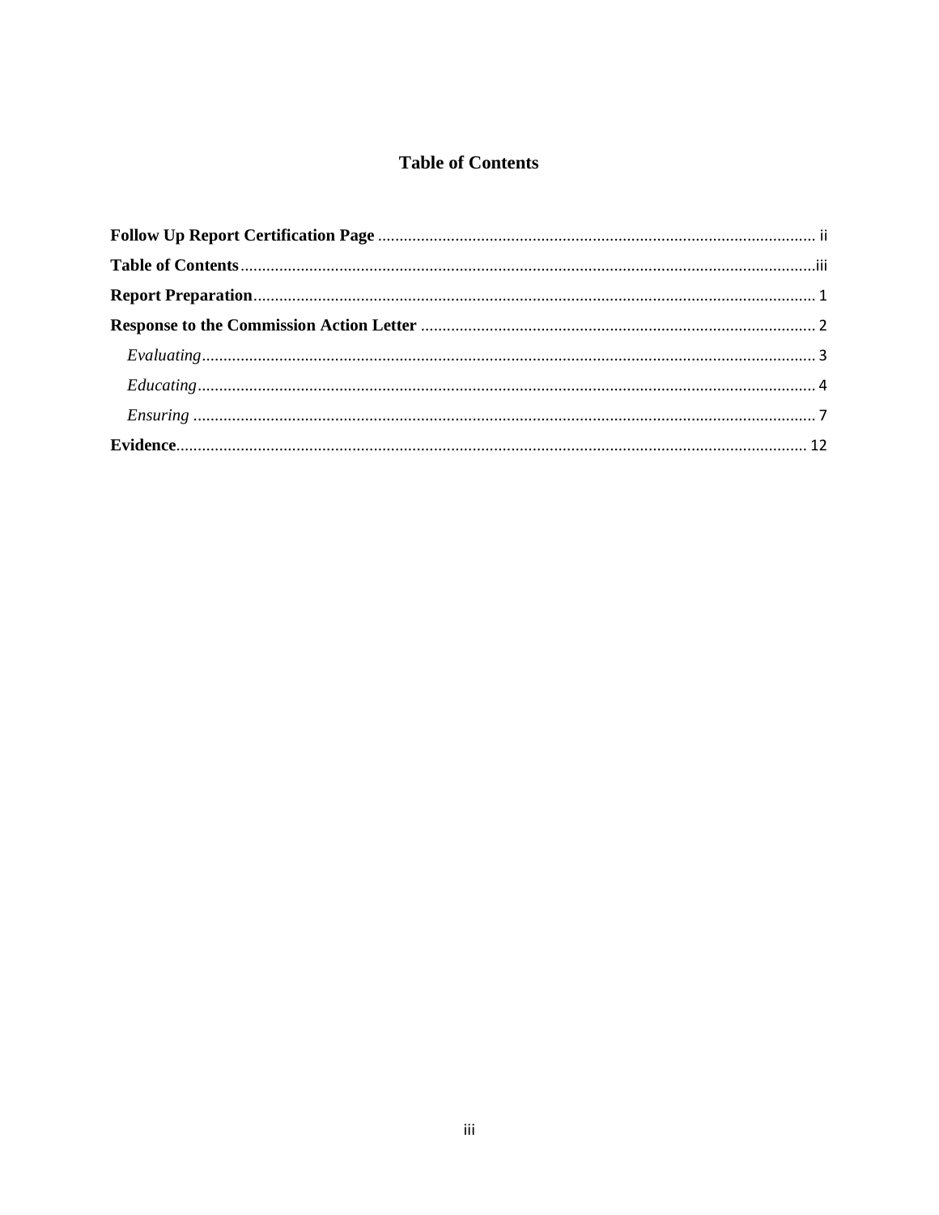# Table of Contents

**Follow Up Report Certification Page** ..... ii

**Table of Contents** ..... iii

**Report Preparation** ..... 1

**Response to the Commission Action Letter** ..... 2

- *Evaluating* ..... 3
- *Educating* ..... 4
- *Ensuring* ..... 7

**Evidence** ..... 12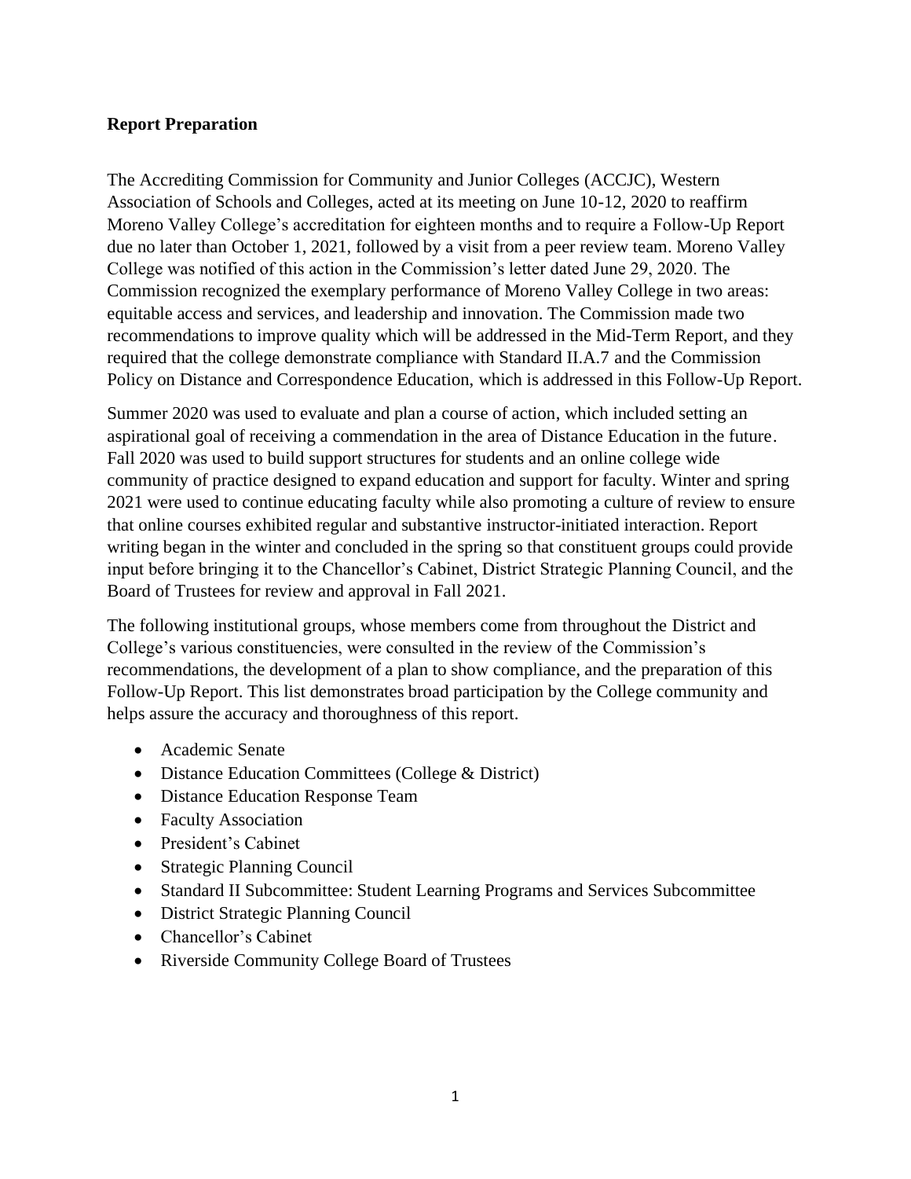**Report Preparation**

The Accrediting Commission for Community and Junior Colleges (ACCJC), Western Association of Schools and Colleges, acted at its meeting on June 10-12, 2020 to reaffirm Moreno Valley College's accreditation for eighteen months and to require a Follow-Up Report due no later than October 1, 2021, followed by a visit from a peer review team. Moreno Valley College was notified of this action in the Commission's letter dated June 29, 2020. The Commission recognized the exemplary performance of Moreno Valley College in two areas: equitable access and services, and leadership and innovation. The Commission made two recommendations to improve quality which will be addressed in the Mid-Term Report, and they required that the college demonstrate compliance with Standard II.A.7 and the Commission Policy on Distance and Correspondence Education, which is addressed in this Follow-Up Report.

Summer 2020 was used to evaluate and plan a course of action, which included setting an aspirational goal of receiving a commendation in the area of Distance Education in the future. Fall 2020 was used to build support structures for students and an online college wide community of practice designed to expand education and support for faculty. Winter and spring 2021 were used to continue educating faculty while also promoting a culture of review to ensure that online courses exhibited regular and substantive instructor-initiated interaction. Report writing began in the winter and concluded in the spring so that constituent groups could provide input before bringing it to the Chancellor's Cabinet, District Strategic Planning Council, and the Board of Trustees for review and approval in Fall 2021.

The following institutional groups, whose members come from throughout the District and College's various constituencies, were consulted in the review of the Commission's recommendations, the development of a plan to show compliance, and the preparation of this Follow-Up Report. This list demonstrates broad participation by the College community and helps assure the accuracy and thoroughness of this report.

- Academic Senate
- Distance Education Committees (College & District)
- Distance Education Response Team
- Faculty Association
- President's Cabinet
- Strategic Planning Council
- Standard II Subcommittee: Student Learning Programs and Services Subcommittee
- District Strategic Planning Council
- Chancellor's Cabinet
- Riverside Community College Board of Trustees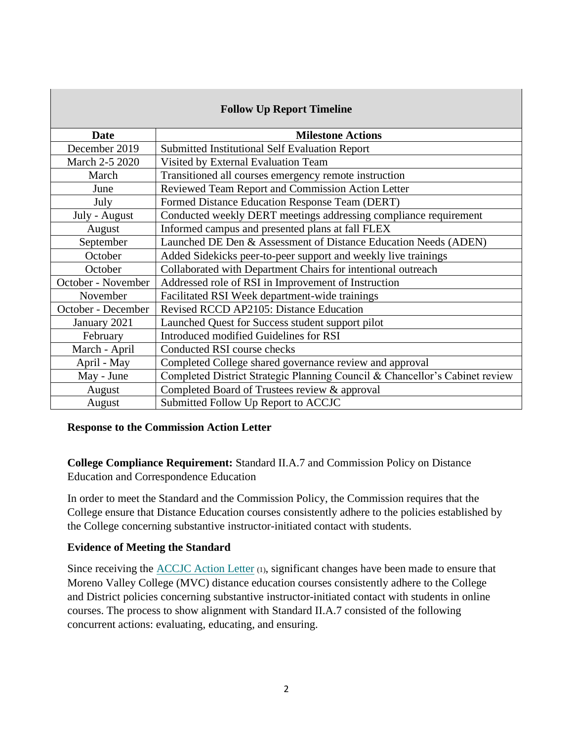| Follow Up Report Timeline | |
|---|---|
| **Date** | **Milestone Actions** |
| December 2019 | Submitted Institutional Self Evaluation Report |
| March 2-5 2020 | Visited by External Evaluation Team |
| March | Transitioned all courses emergency remote instruction |
| June | Reviewed Team Report and Commission Action Letter |
| July | Formed Distance Education Response Team (DERT) |
| July - August | Conducted weekly DERT meetings addressing compliance requirement |
| August | Informed campus and presented plans at fall FLEX |
| September | Launched DE Den & Assessment of Distance Education Needs (ADEN) |
| October | Added Sidekicks peer-to-peer support and weekly live trainings |
| October | Collaborated with Department Chairs for intentional outreach |
| October - November | Addressed role of RSI in Improvement of Instruction |
| November | Facilitated RSI Week department-wide trainings |
| October - December | Revised RCCD AP2105: Distance Education |
| January 2021 | Launched Quest for Success student support pilot |
| February | Introduced modified Guidelines for RSI |
| March - April | Conducted RSI course checks |
| April - May | Completed College shared governance review and approval |
| May - June | Completed District Strategic Planning Council & Chancellor's Cabinet review |
| August | Completed Board of Trustees review & approval |
| August | Submitted Follow Up Report to ACCJC |

**Response to the Commission Action Letter**

**College Compliance Requirement:** Standard II.A.7 and Commission Policy on Distance Education and Correspondence Education

In order to meet the Standard and the Commission Policy, the Commission requires that the College ensure that Distance Education courses consistently adhere to the policies established by the College concerning substantive instructor-initiated contact with students.

**Evidence of Meeting the Standard**

Since receiving the ACCJC Action Letter (1), significant changes have been made to ensure that Moreno Valley College (MVC) distance education courses consistently adhere to the College and District policies concerning substantive instructor-initiated contact with students in online courses. The process to show alignment with Standard II.A.7 consisted of the following concurrent actions: evaluating, educating, and ensuring.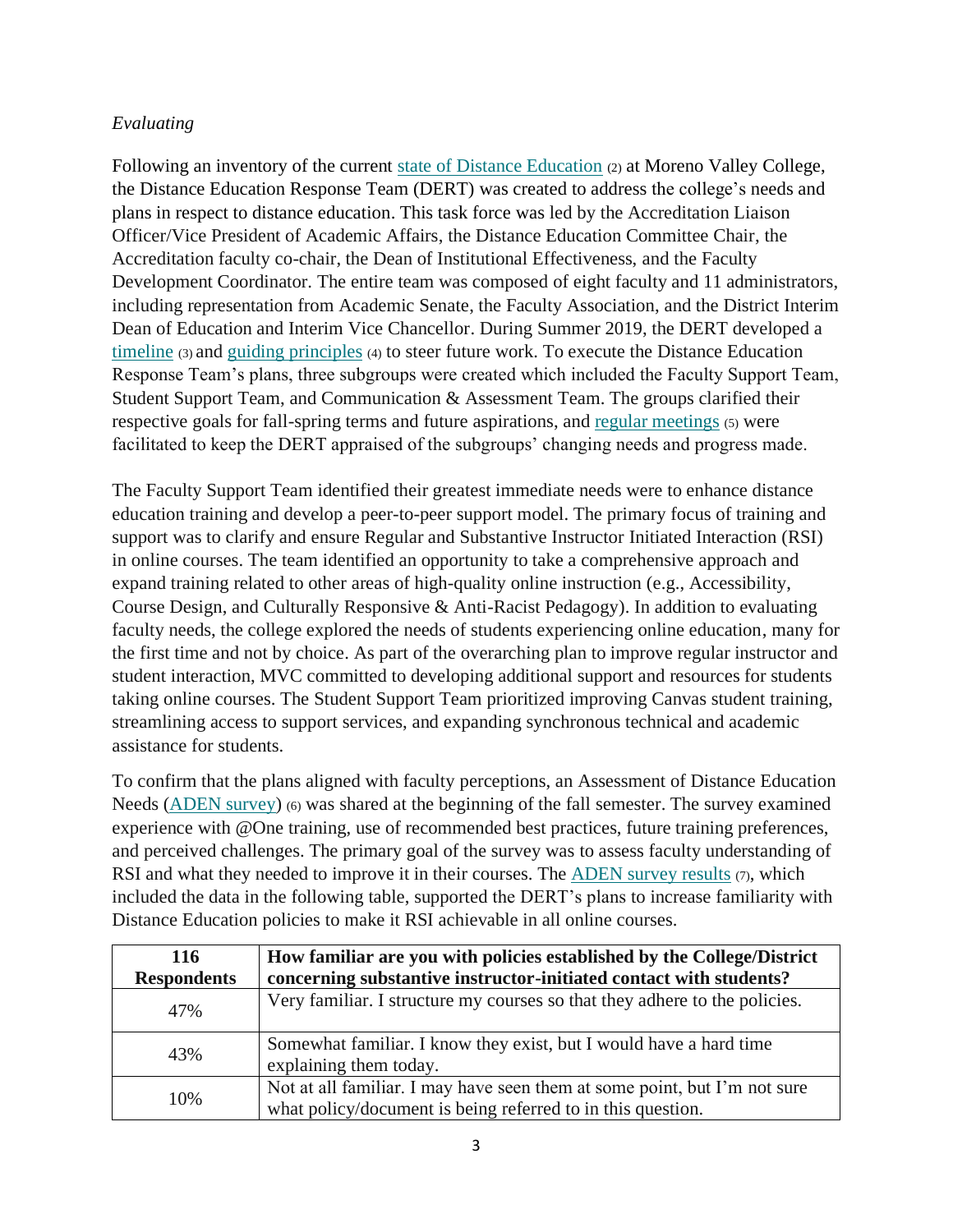*Evaluating*

Following an inventory of the current state of Distance Education (2) at Moreno Valley College, the Distance Education Response Team (DERT) was created to address the college's needs and plans in respect to distance education. This task force was led by the Accreditation Liaison Officer/Vice President of Academic Affairs, the Distance Education Committee Chair, the Accreditation faculty co-chair, the Dean of Institutional Effectiveness, and the Faculty Development Coordinator. The entire team was composed of eight faculty and 11 administrators, including representation from Academic Senate, the Faculty Association, and the District Interim Dean of Education and Interim Vice Chancellor. During Summer 2019, the DERT developed a timeline (3) and guiding principles (4) to steer future work. To execute the Distance Education Response Team's plans, three subgroups were created which included the Faculty Support Team, Student Support Team, and Communication & Assessment Team. The groups clarified their respective goals for fall-spring terms and future aspirations, and regular meetings (5) were facilitated to keep the DERT appraised of the subgroups' changing needs and progress made.

The Faculty Support Team identified their greatest immediate needs were to enhance distance education training and develop a peer-to-peer support model. The primary focus of training and support was to clarify and ensure Regular and Substantive Instructor Initiated Interaction (RSI) in online courses. The team identified an opportunity to take a comprehensive approach and expand training related to other areas of high-quality online instruction (e.g., Accessibility, Course Design, and Culturally Responsive & Anti-Racist Pedagogy). In addition to evaluating faculty needs, the college explored the needs of students experiencing online education, many for the first time and not by choice. As part of the overarching plan to improve regular instructor and student interaction, MVC committed to developing additional support and resources for students taking online courses. The Student Support Team prioritized improving Canvas student training, streamlining access to support services, and expanding synchronous technical and academic assistance for students.

To confirm that the plans aligned with faculty perceptions, an Assessment of Distance Education Needs (ADEN survey) (6) was shared at the beginning of the fall semester. The survey examined experience with @One training, use of recommended best practices, future training preferences, and perceived challenges. The primary goal of the survey was to assess faculty understanding of RSI and what they needed to improve it in their courses. The ADEN survey results (7), which included the data in the following table, supported the DERT's plans to increase familiarity with Distance Education policies to make it RSI achievable in all online courses.

| 116 Respondents | How familiar are you with policies established by the College/District concerning substantive instructor-initiated contact with students? |
|---|---|
| 47% | Very familiar. I structure my courses so that they adhere to the policies. |
| 43% | Somewhat familiar. I know they exist, but I would have a hard time explaining them today. |
| 10% | Not at all familiar. I may have seen them at some point, but I'm not sure what policy/document is being referred to in this question. |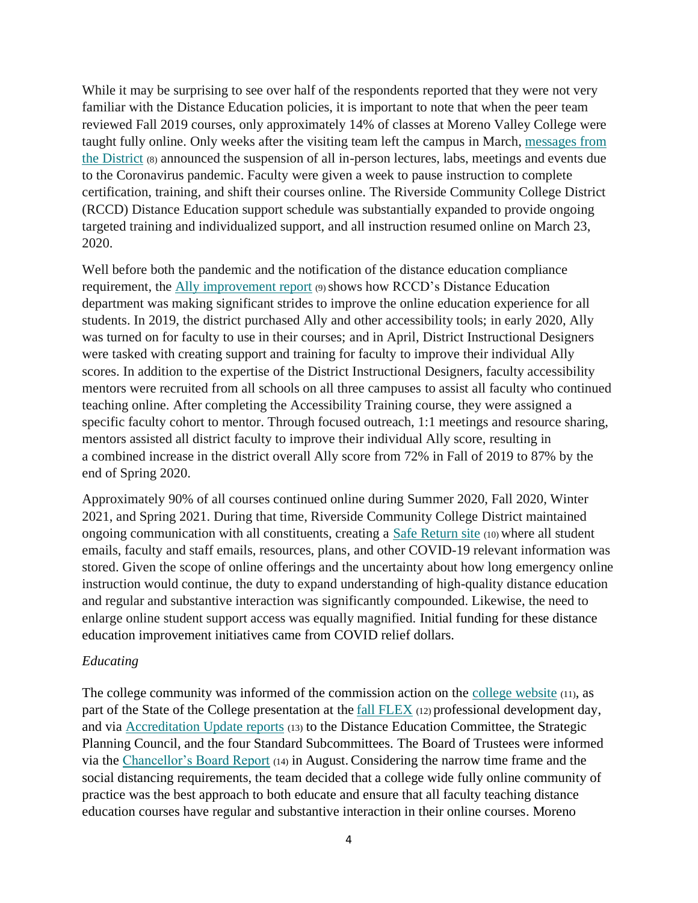While it may be surprising to see over half of the respondents reported that they were not very familiar with the Distance Education policies, it is important to note that when the peer team reviewed Fall 2019 courses, only approximately 14% of classes at Moreno Valley College were taught fully online. Only weeks after the visiting team left the campus in March, messages from the District (8) announced the suspension of all in-person lectures, labs, meetings and events due to the Coronavirus pandemic. Faculty were given a week to pause instruction to complete certification, training, and shift their courses online. The Riverside Community College District (RCCD) Distance Education support schedule was substantially expanded to provide ongoing targeted training and individualized support, and all instruction resumed online on March 23, 2020.

Well before both the pandemic and the notification of the distance education compliance requirement, the Ally improvement report (9) shows how RCCD's Distance Education department was making significant strides to improve the online education experience for all students. In 2019, the district purchased Ally and other accessibility tools; in early 2020, Ally was turned on for faculty to use in their courses; and in April, District Instructional Designers were tasked with creating support and training for faculty to improve their individual Ally scores. In addition to the expertise of the District Instructional Designers, faculty accessibility mentors were recruited from all schools on all three campuses to assist all faculty who continued teaching online. After completing the Accessibility Training course, they were assigned a specific faculty cohort to mentor. Through focused outreach, 1:1 meetings and resource sharing, mentors assisted all district faculty to improve their individual Ally score, resulting in a combined increase in the district overall Ally score from 72% in Fall of 2019 to 87% by the end of Spring 2020.

Approximately 90% of all courses continued online during Summer 2020, Fall 2020, Winter 2021, and Spring 2021. During that time, Riverside Community College District maintained ongoing communication with all constituents, creating a Safe Return site (10) where all student emails, faculty and staff emails, resources, plans, and other COVID-19 relevant information was stored. Given the scope of online offerings and the uncertainty about how long emergency online instruction would continue, the duty to expand understanding of high-quality distance education and regular and substantive interaction was significantly compounded. Likewise, the need to enlarge online student support access was equally magnified. Initial funding for these distance education improvement initiatives came from COVID relief dollars.

*Educating*

The college community was informed of the commission action on the college website (11), as part of the State of the College presentation at the fall FLEX (12) professional development day, and via Accreditation Update reports (13) to the Distance Education Committee, the Strategic Planning Council, and the four Standard Subcommittees. The Board of Trustees were informed via the Chancellor's Board Report (14) in August. Considering the narrow time frame and the social distancing requirements, the team decided that a college wide fully online community of practice was the best approach to both educate and ensure that all faculty teaching distance education courses have regular and substantive interaction in their online courses. Moreno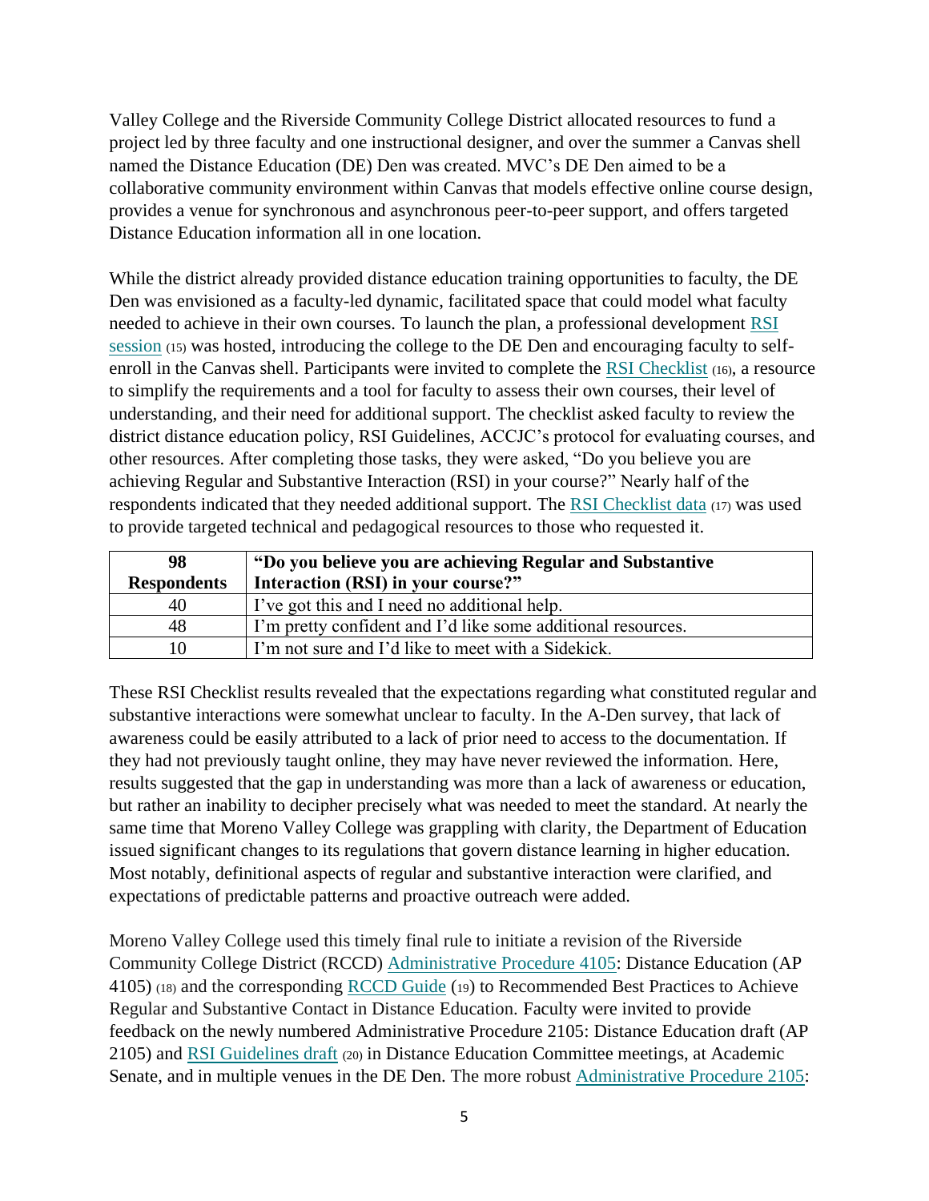Valley College and the Riverside Community College District allocated resources to fund a project led by three faculty and one instructional designer, and over the summer a Canvas shell named the Distance Education (DE) Den was created. MVC's DE Den aimed to be a collaborative community environment within Canvas that models effective online course design, provides a venue for synchronous and asynchronous peer-to-peer support, and offers targeted Distance Education information all in one location.

While the district already provided distance education training opportunities to faculty, the DE Den was envisioned as a faculty-led dynamic, facilitated space that could model what faculty needed to achieve in their own courses. To launch the plan, a professional development [RSI session](15) was hosted, introducing the college to the DE Den and encouraging faculty to self-enroll in the Canvas shell. Participants were invited to complete the [RSI Checklist](16), a resource to simplify the requirements and a tool for faculty to assess their own courses, their level of understanding, and their need for additional support. The checklist asked faculty to review the district distance education policy, RSI Guidelines, ACCJC's protocol for evaluating courses, and other resources. After completing those tasks, they were asked, "Do you believe you are achieving Regular and Substantive Interaction (RSI) in your course?" Nearly half of the respondents indicated that they needed additional support. The [RSI Checklist data](17) was used to provide targeted technical and pedagogical resources to those who requested it.

| **98 Respondents** | **"Do you believe you are achieving Regular and Substantive Interaction (RSI) in your course?"** |
|---|---|
| 40 | I've got this and I need no additional help. |
| 48 | I'm pretty confident and I'd like some additional resources. |
| 10 | I'm not sure and I'd like to meet with a Sidekick. |

These RSI Checklist results revealed that the expectations regarding what constituted regular and substantive interactions were somewhat unclear to faculty. In the A-Den survey, that lack of awareness could be easily attributed to a lack of prior need to access to the documentation. If they had not previously taught online, they may have never reviewed the information. Here, results suggested that the gap in understanding was more than a lack of awareness or education, but rather an inability to decipher precisely what was needed to meet the standard. At nearly the same time that Moreno Valley College was grappling with clarity, the Department of Education issued significant changes to its regulations that govern distance learning in higher education. Most notably, definitional aspects of regular and substantive interaction were clarified, and expectations of predictable patterns and proactive outreach were added.

Moreno Valley College used this timely final rule to initiate a revision of the Riverside Community College District (RCCD) [Administrative Procedure 4105](): Distance Education (AP 4105) (18) and the corresponding [RCCD Guide]() (19) to Recommended Best Practices to Achieve Regular and Substantive Contact in Distance Education. Faculty were invited to provide feedback on the newly numbered Administrative Procedure 2105: Distance Education draft (AP 2105) and [RSI Guidelines draft](20) in Distance Education Committee meetings, at Academic Senate, and in multiple venues in the DE Den. The more robust [Administrative Procedure 2105]():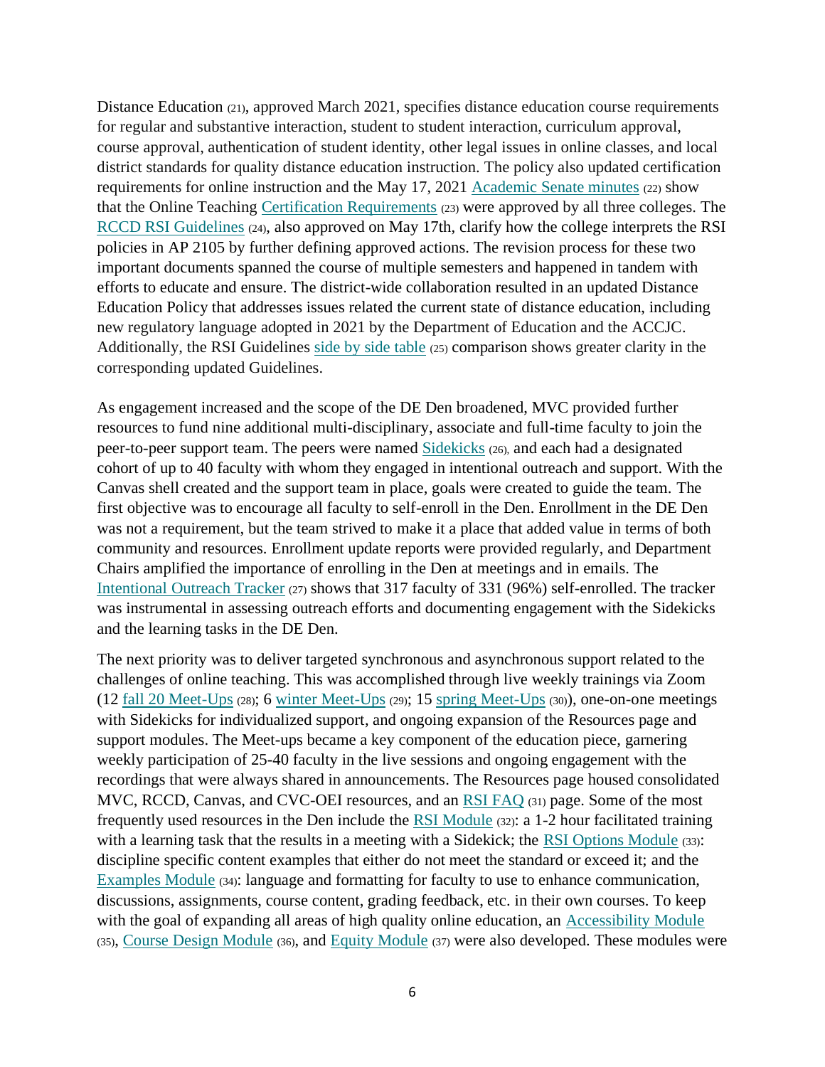Distance Education (21), approved March 2021, specifies distance education course requirements for regular and substantive interaction, student to student interaction, curriculum approval, course approval, authentication of student identity, other legal issues in online classes, and local district standards for quality distance education instruction. The policy also updated certification requirements for online instruction and the May 17, 2021 Academic Senate minutes (22) show that the Online Teaching Certification Requirements (23) were approved by all three colleges. The RCCD RSI Guidelines (24), also approved on May 17th, clarify how the college interprets the RSI policies in AP 2105 by further defining approved actions. The revision process for these two important documents spanned the course of multiple semesters and happened in tandem with efforts to educate and ensure. The district-wide collaboration resulted in an updated Distance Education Policy that addresses issues related the current state of distance education, including new regulatory language adopted in 2021 by the Department of Education and the ACCJC. Additionally, the RSI Guidelines side by side table (25) comparison shows greater clarity in the corresponding updated Guidelines.

As engagement increased and the scope of the DE Den broadened, MVC provided further resources to fund nine additional multi-disciplinary, associate and full-time faculty to join the peer-to-peer support team. The peers were named Sidekicks (26), and each had a designated cohort of up to 40 faculty with whom they engaged in intentional outreach and support. With the Canvas shell created and the support team in place, goals were created to guide the team. The first objective was to encourage all faculty to self-enroll in the Den. Enrollment in the DE Den was not a requirement, but the team strived to make it a place that added value in terms of both community and resources. Enrollment update reports were provided regularly, and Department Chairs amplified the importance of enrolling in the Den at meetings and in emails. The Intentional Outreach Tracker (27) shows that 317 faculty of 331 (96%) self-enrolled. The tracker was instrumental in assessing outreach efforts and documenting engagement with the Sidekicks and the learning tasks in the DE Den.

The next priority was to deliver targeted synchronous and asynchronous support related to the challenges of online teaching. This was accomplished through live weekly trainings via Zoom (12 fall 20 Meet-Ups (28); 6 winter Meet-Ups (29); 15 spring Meet-Ups (30)), one-on-one meetings with Sidekicks for individualized support, and ongoing expansion of the Resources page and support modules. The Meet-ups became a key component of the education piece, garnering weekly participation of 25-40 faculty in the live sessions and ongoing engagement with the recordings that were always shared in announcements. The Resources page housed consolidated MVC, RCCD, Canvas, and CVC-OEI resources, and an RSI FAQ (31) page. Some of the most frequently used resources in the Den include the RSI Module (32): a 1-2 hour facilitated training with a learning task that the results in a meeting with a Sidekick; the RSI Options Module (33): discipline specific content examples that either do not meet the standard or exceed it; and the Examples Module (34): language and formatting for faculty to use to enhance communication, discussions, assignments, course content, grading feedback, etc. in their own courses. To keep with the goal of expanding all areas of high quality online education, an Accessibility Module (35), Course Design Module (36), and Equity Module (37) were also developed. These modules were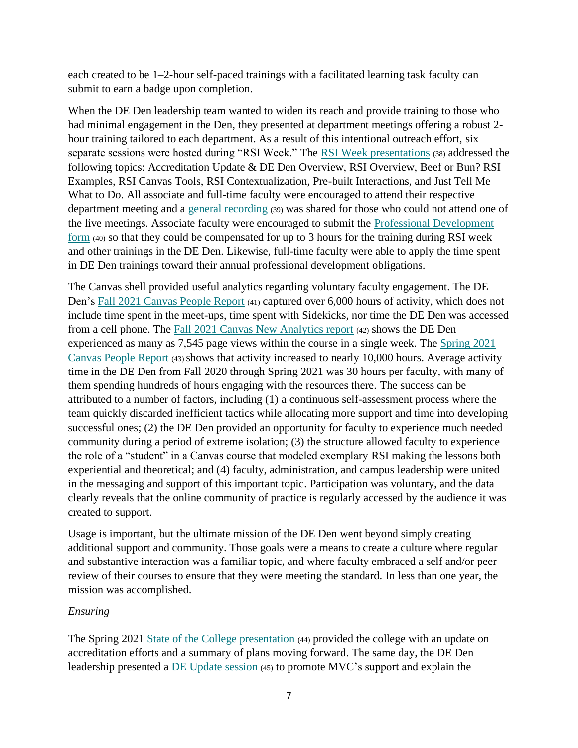each created to be 1–2-hour self-paced trainings with a facilitated learning task faculty can submit to earn a badge upon completion.

When the DE Den leadership team wanted to widen its reach and provide training to those who had minimal engagement in the Den, they presented at department meetings offering a robust 2-hour training tailored to each department. As a result of this intentional outreach effort, six separate sessions were hosted during “RSI Week.” The RSI Week presentations (38) addressed the following topics: Accreditation Update & DE Den Overview, RSI Overview, Beef or Bun? RSI Examples, RSI Canvas Tools, RSI Contextualization, Pre-built Interactions, and Just Tell Me What to Do. All associate and full-time faculty were encouraged to attend their respective department meeting and a general recording (39) was shared for those who could not attend one of the live meetings. Associate faculty were encouraged to submit the Professional Development form (40) so that they could be compensated for up to 3 hours for the training during RSI week and other trainings in the DE Den. Likewise, full-time faculty were able to apply the time spent in DE Den trainings toward their annual professional development obligations.

The Canvas shell provided useful analytics regarding voluntary faculty engagement. The DE Den’s Fall 2021 Canvas People Report (41) captured over 6,000 hours of activity, which does not include time spent in the meet-ups, time spent with Sidekicks, nor time the DE Den was accessed from a cell phone. The Fall 2021 Canvas New Analytics report (42) shows the DE Den experienced as many as 7,545 page views within the course in a single week. The Spring 2021 Canvas People Report (43) shows that activity increased to nearly 10,000 hours. Average activity time in the DE Den from Fall 2020 through Spring 2021 was 30 hours per faculty, with many of them spending hundreds of hours engaging with the resources there. The success can be attributed to a number of factors, including (1) a continuous self-assessment process where the team quickly discarded inefficient tactics while allocating more support and time into developing successful ones; (2) the DE Den provided an opportunity for faculty to experience much needed community during a period of extreme isolation; (3) the structure allowed faculty to experience the role of a “student” in a Canvas course that modeled exemplary RSI making the lessons both experiential and theoretical; and (4) faculty, administration, and campus leadership were united in the messaging and support of this important topic. Participation was voluntary, and the data clearly reveals that the online community of practice is regularly accessed by the audience it was created to support.

Usage is important, but the ultimate mission of the DE Den went beyond simply creating additional support and community. Those goals were a means to create a culture where regular and substantive interaction was a familiar topic, and where faculty embraced a self and/or peer review of their courses to ensure that they were meeting the standard. In less than one year, the mission was accomplished.

*Ensuring*

The Spring 2021 State of the College presentation (44) provided the college with an update on accreditation efforts and a summary of plans moving forward. The same day, the DE Den leadership presented a DE Update session (45) to promote MVC’s support and explain the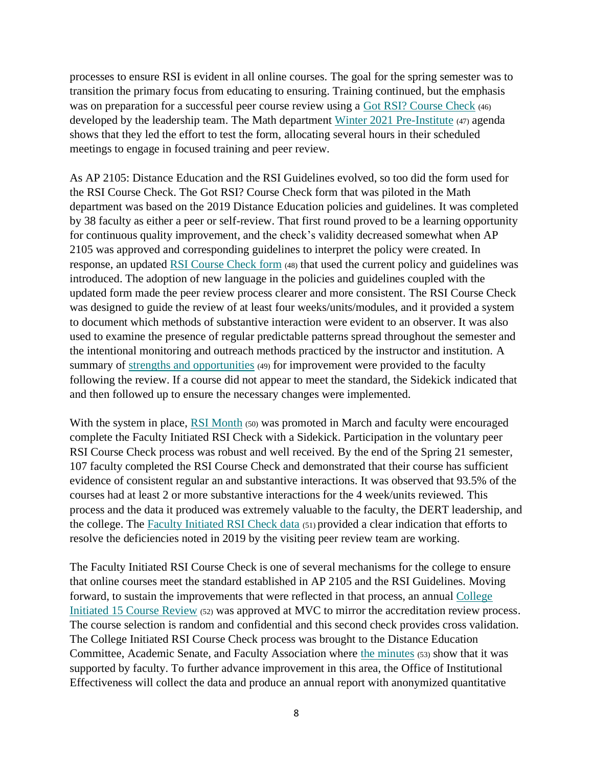processes to ensure RSI is evident in all online courses. The goal for the spring semester was to transition the primary focus from educating to ensuring. Training continued, but the emphasis was on preparation for a successful peer course review using a Got RSI? Course Check (46) developed by the leadership team. The Math department Winter 2021 Pre-Institute (47) agenda shows that they led the effort to test the form, allocating several hours in their scheduled meetings to engage in focused training and peer review.

As AP 2105: Distance Education and the RSI Guidelines evolved, so too did the form used for the RSI Course Check. The Got RSI? Course Check form that was piloted in the Math department was based on the 2019 Distance Education policies and guidelines. It was completed by 38 faculty as either a peer or self-review. That first round proved to be a learning opportunity for continuous quality improvement, and the check's validity decreased somewhat when AP 2105 was approved and corresponding guidelines to interpret the policy were created. In response, an updated RSI Course Check form (48) that used the current policy and guidelines was introduced. The adoption of new language in the policies and guidelines coupled with the updated form made the peer review process clearer and more consistent. The RSI Course Check was designed to guide the review of at least four weeks/units/modules, and it provided a system to document which methods of substantive interaction were evident to an observer. It was also used to examine the presence of regular predictable patterns spread throughout the semester and the intentional monitoring and outreach methods practiced by the instructor and institution. A summary of strengths and opportunities (49) for improvement were provided to the faculty following the review. If a course did not appear to meet the standard, the Sidekick indicated that and then followed up to ensure the necessary changes were implemented.

With the system in place, RSI Month (50) was promoted in March and faculty were encouraged complete the Faculty Initiated RSI Check with a Sidekick. Participation in the voluntary peer RSI Course Check process was robust and well received. By the end of the Spring 21 semester, 107 faculty completed the RSI Course Check and demonstrated that their course has sufficient evidence of consistent regular an and substantive interactions. It was observed that 93.5% of the courses had at least 2 or more substantive interactions for the 4 week/units reviewed. This process and the data it produced was extremely valuable to the faculty, the DERT leadership, and the college. The Faculty Initiated RSI Check data (51) provided a clear indication that efforts to resolve the deficiencies noted in 2019 by the visiting peer review team are working.

The Faculty Initiated RSI Course Check is one of several mechanisms for the college to ensure that online courses meet the standard established in AP 2105 and the RSI Guidelines. Moving forward, to sustain the improvements that were reflected in that process, an annual College Initiated 15 Course Review (52) was approved at MVC to mirror the accreditation review process. The course selection is random and confidential and this second check provides cross validation. The College Initiated RSI Course Check process was brought to the Distance Education Committee, Academic Senate, and Faculty Association where the minutes (53) show that it was supported by faculty. To further advance improvement in this area, the Office of Institutional Effectiveness will collect the data and produce an annual report with anonymized quantitative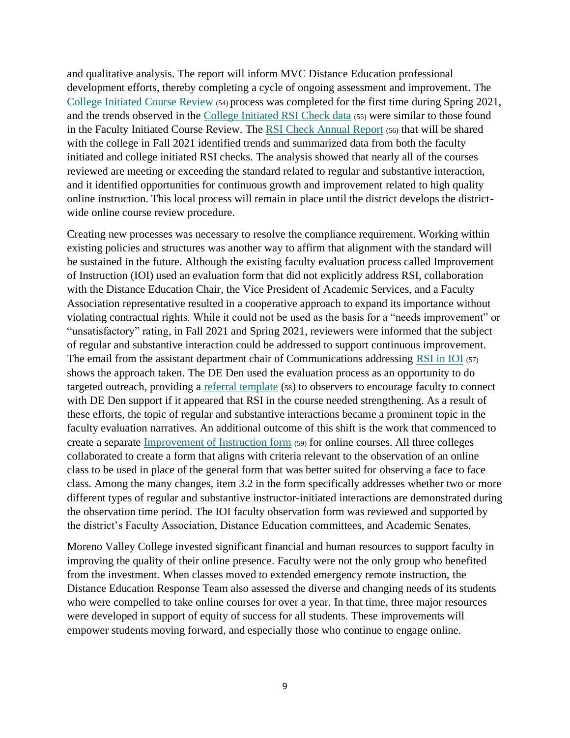and qualitative analysis. The report will inform MVC Distance Education professional development efforts, thereby completing a cycle of ongoing assessment and improvement. The College Initiated Course Review (54) process was completed for the first time during Spring 2021, and the trends observed in the College Initiated RSI Check data (55) were similar to those found in the Faculty Initiated Course Review. The RSI Check Annual Report (56) that will be shared with the college in Fall 2021 identified trends and summarized data from both the faculty initiated and college initiated RSI checks. The analysis showed that nearly all of the courses reviewed are meeting or exceeding the standard related to regular and substantive interaction, and it identified opportunities for continuous growth and improvement related to high quality online instruction. This local process will remain in place until the district develops the district-wide online course review procedure.

Creating new processes was necessary to resolve the compliance requirement. Working within existing policies and structures was another way to affirm that alignment with the standard will be sustained in the future. Although the existing faculty evaluation process called Improvement of Instruction (IOI) used an evaluation form that did not explicitly address RSI, collaboration with the Distance Education Chair, the Vice President of Academic Services, and a Faculty Association representative resulted in a cooperative approach to expand its importance without violating contractual rights. While it could not be used as the basis for a "needs improvement" or "unsatisfactory" rating, in Fall 2021 and Spring 2021, reviewers were informed that the subject of regular and substantive interaction could be addressed to support continuous improvement. The email from the assistant department chair of Communications addressing RSI in IOI (57) shows the approach taken. The DE Den used the evaluation process as an opportunity to do targeted outreach, providing a referral template (58) to observers to encourage faculty to connect with DE Den support if it appeared that RSI in the course needed strengthening. As a result of these efforts, the topic of regular and substantive interactions became a prominent topic in the faculty evaluation narratives. An additional outcome of this shift is the work that commenced to create a separate Improvement of Instruction form (59) for online courses. All three colleges collaborated to create a form that aligns with criteria relevant to the observation of an online class to be used in place of the general form that was better suited for observing a face to face class. Among the many changes, item 3.2 in the form specifically addresses whether two or more different types of regular and substantive instructor-initiated interactions are demonstrated during the observation time period. The IOI faculty observation form was reviewed and supported by the district's Faculty Association, Distance Education committees, and Academic Senates.

Moreno Valley College invested significant financial and human resources to support faculty in improving the quality of their online presence. Faculty were not the only group who benefited from the investment. When classes moved to extended emergency remote instruction, the Distance Education Response Team also assessed the diverse and changing needs of its students who were compelled to take online courses for over a year. In that time, three major resources were developed in support of equity of success for all students. These improvements will empower students moving forward, and especially those who continue to engage online.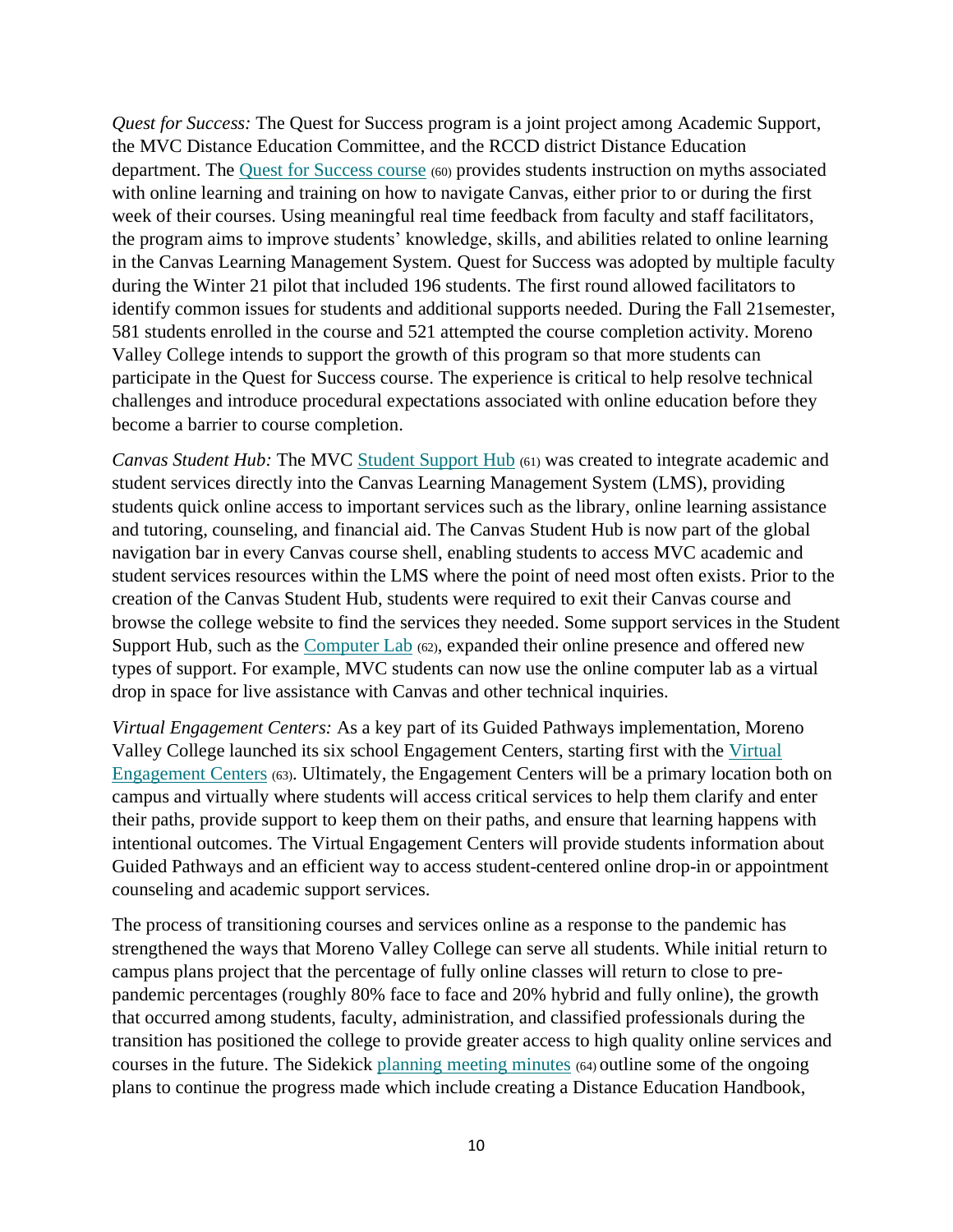*Quest for Success:* The Quest for Success program is a joint project among Academic Support, the MVC Distance Education Committee, and the RCCD district Distance Education department. The Quest for Success course (60) provides students instruction on myths associated with online learning and training on how to navigate Canvas, either prior to or during the first week of their courses. Using meaningful real time feedback from faculty and staff facilitators, the program aims to improve students' knowledge, skills, and abilities related to online learning in the Canvas Learning Management System. Quest for Success was adopted by multiple faculty during the Winter 21 pilot that included 196 students. The first round allowed facilitators to identify common issues for students and additional supports needed. During the Fall 21semester, 581 students enrolled in the course and 521 attempted the course completion activity. Moreno Valley College intends to support the growth of this program so that more students can participate in the Quest for Success course. The experience is critical to help resolve technical challenges and introduce procedural expectations associated with online education before they become a barrier to course completion.

*Canvas Student Hub:* The MVC Student Support Hub (61) was created to integrate academic and student services directly into the Canvas Learning Management System (LMS), providing students quick online access to important services such as the library, online learning assistance and tutoring, counseling, and financial aid. The Canvas Student Hub is now part of the global navigation bar in every Canvas course shell, enabling students to access MVC academic and student services resources within the LMS where the point of need most often exists. Prior to the creation of the Canvas Student Hub, students were required to exit their Canvas course and browse the college website to find the services they needed. Some support services in the Student Support Hub, such as the Computer Lab (62), expanded their online presence and offered new types of support. For example, MVC students can now use the online computer lab as a virtual drop in space for live assistance with Canvas and other technical inquiries.

*Virtual Engagement Centers:* As a key part of its Guided Pathways implementation, Moreno Valley College launched its six school Engagement Centers, starting first with the Virtual Engagement Centers (63). Ultimately, the Engagement Centers will be a primary location both on campus and virtually where students will access critical services to help them clarify and enter their paths, provide support to keep them on their paths, and ensure that learning happens with intentional outcomes. The Virtual Engagement Centers will provide students information about Guided Pathways and an efficient way to access student-centered online drop-in or appointment counseling and academic support services.

The process of transitioning courses and services online as a response to the pandemic has strengthened the ways that Moreno Valley College can serve all students. While initial return to campus plans project that the percentage of fully online classes will return to close to pre-pandemic percentages (roughly 80% face to face and 20% hybrid and fully online), the growth that occurred among students, faculty, administration, and classified professionals during the transition has positioned the college to provide greater access to high quality online services and courses in the future. The Sidekick planning meeting minutes (64) outline some of the ongoing plans to continue the progress made which include creating a Distance Education Handbook,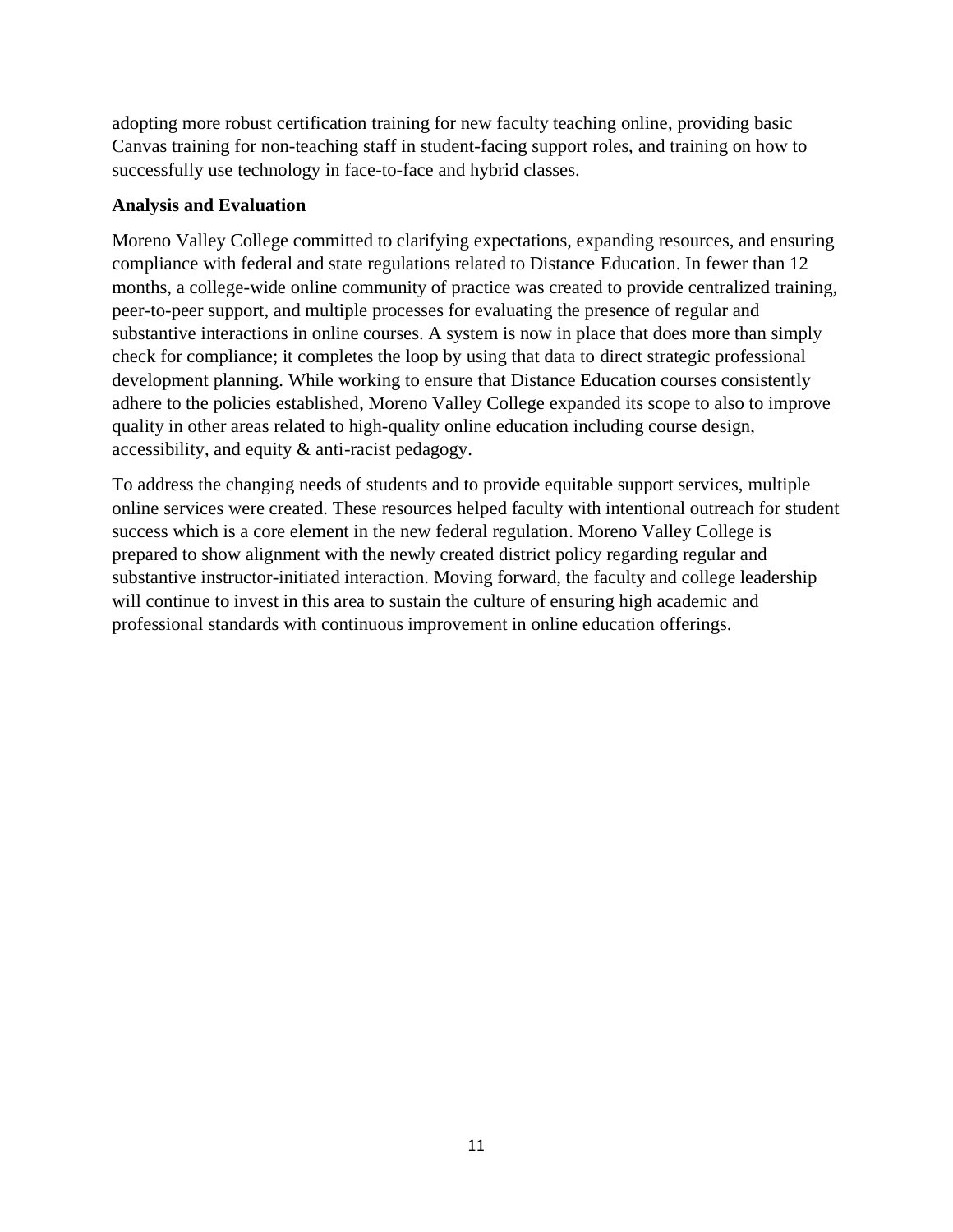adopting more robust certification training for new faculty teaching online, providing basic Canvas training for non-teaching staff in student-facing support roles, and training on how to successfully use technology in face-to-face and hybrid classes.

**Analysis and Evaluation**

Moreno Valley College committed to clarifying expectations, expanding resources, and ensuring compliance with federal and state regulations related to Distance Education. In fewer than 12 months, a college-wide online community of practice was created to provide centralized training, peer-to-peer support, and multiple processes for evaluating the presence of regular and substantive interactions in online courses. A system is now in place that does more than simply check for compliance; it completes the loop by using that data to direct strategic professional development planning. While working to ensure that Distance Education courses consistently adhere to the policies established, Moreno Valley College expanded its scope to also to improve quality in other areas related to high-quality online education including course design, accessibility, and equity & anti-racist pedagogy.

To address the changing needs of students and to provide equitable support services, multiple online services were created. These resources helped faculty with intentional outreach for student success which is a core element in the new federal regulation. Moreno Valley College is prepared to show alignment with the newly created district policy regarding regular and substantive instructor-initiated interaction. Moving forward, the faculty and college leadership will continue to invest in this area to sustain the culture of ensuring high academic and professional standards with continuous improvement in online education offerings.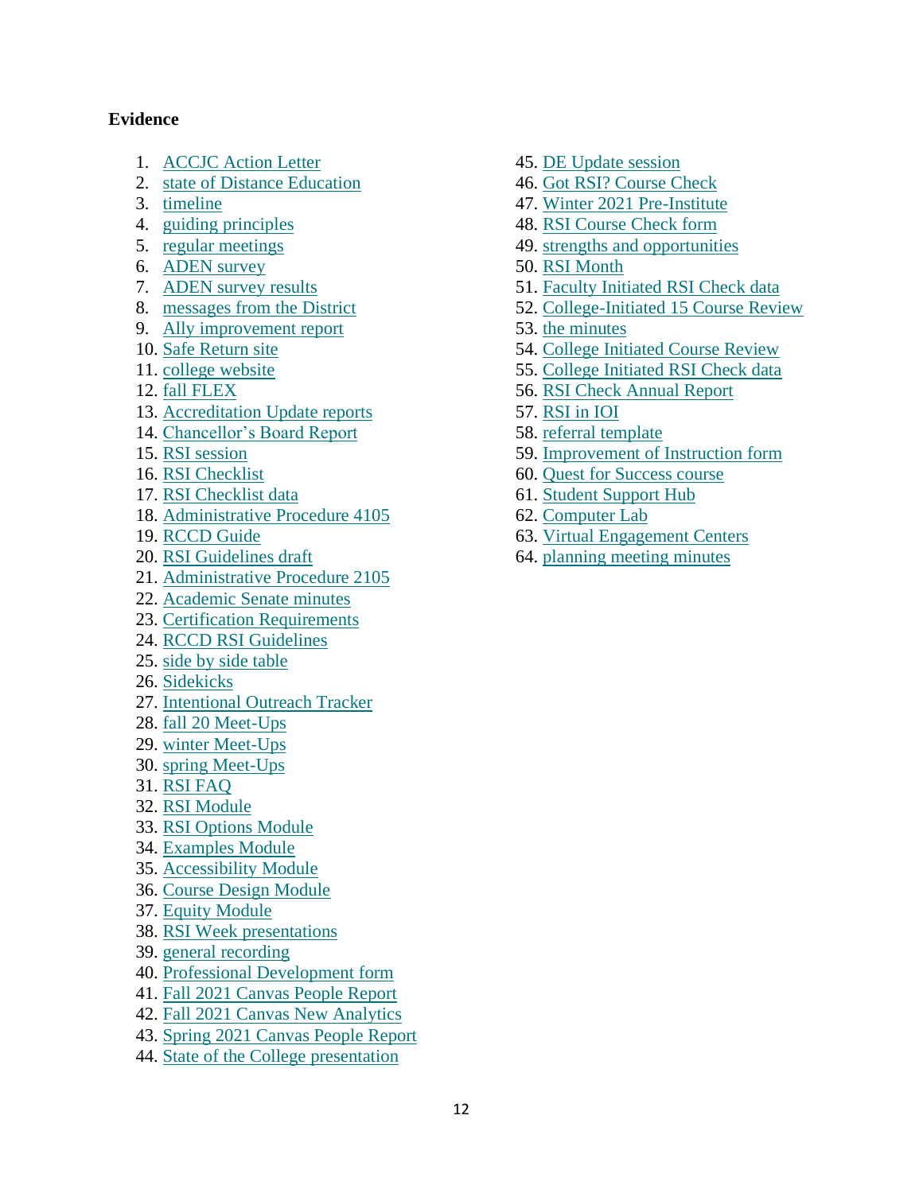**Evidence**

1. ACCJC Action Letter
2. state of Distance Education
3. timeline
4. guiding principles
5. regular meetings
6. ADEN survey
7. ADEN survey results
8. messages from the District
9. Ally improvement report
10. Safe Return site
11. college website
12. fall FLEX
13. Accreditation Update reports
14. Chancellor's Board Report
15. RSI session
16. RSI Checklist
17. RSI Checklist data
18. Administrative Procedure 4105
19. RCCD Guide
20. RSI Guidelines draft
21. Administrative Procedure 2105
22. Academic Senate minutes
23. Certification Requirements
24. RCCD RSI Guidelines
25. side by side table
26. Sidekicks
27. Intentional Outreach Tracker
28. fall 20 Meet-Ups
29. winter Meet-Ups
30. spring Meet-Ups
31. RSI FAQ
32. RSI Module
33. RSI Options Module
34. Examples Module
35. Accessibility Module
36. Course Design Module
37. Equity Module
38. RSI Week presentations
39. general recording
40. Professional Development form
41. Fall 2021 Canvas People Report
42. Fall 2021 Canvas New Analytics
43. Spring 2021 Canvas People Report
44. State of the College presentation
45. DE Update session
46. Got RSI? Course Check
47. Winter 2021 Pre-Institute
48. RSI Course Check form
49. strengths and opportunities
50. RSI Month
51. Faculty Initiated RSI Check data
52. College-Initiated 15 Course Review
53. the minutes
54. College Initiated Course Review
55. College Initiated RSI Check data
56. RSI Check Annual Report
57. RSI in IOI
58. referral template
59. Improvement of Instruction form
60. Quest for Success course
61. Student Support Hub
62. Computer Lab
63. Virtual Engagement Centers
64. planning meeting minutes